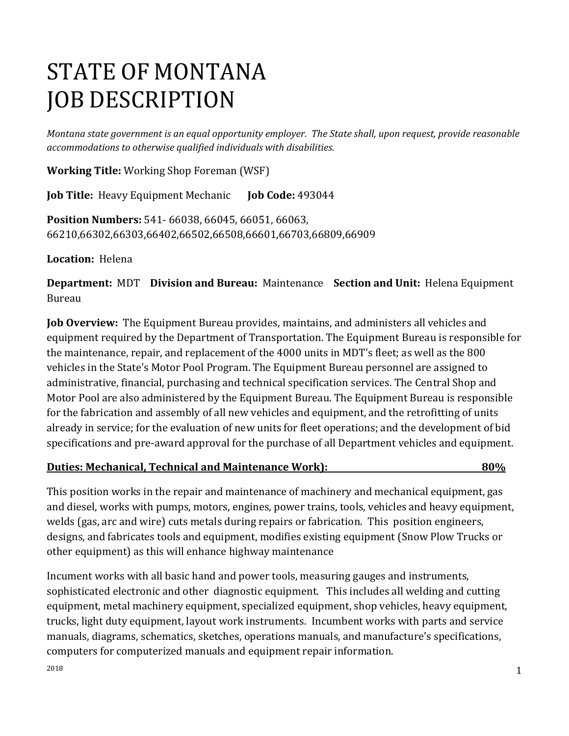# STATE OF MONTANA
# JOB DESCRIPTION

*Montana state government is an equal opportunity employer. The State shall, upon request, provide reasonable accommodations to otherwise qualified individuals with disabilities.*

**Working Title:** Working Shop Foreman (WSF)

**Job Title:** Heavy Equipment Mechanic **Job Code:** 493044

**Position Numbers:** 541- 66038, 66045, 66051, 66063, 66210,66302,66303,66402,66502,66508,66601,66703,66809,66909

**Location:** Helena

**Department:** MDT **Division and Bureau:** Maintenance **Section and Unit:** Helena Equipment Bureau

**Job Overview:** The Equipment Bureau provides, maintains, and administers all vehicles and equipment required by the Department of Transportation. The Equipment Bureau is responsible for the maintenance, repair, and replacement of the 4000 units in MDT's fleet; as well as the 800 vehicles in the State's Motor Pool Program. The Equipment Bureau personnel are assigned to administrative, financial, purchasing and technical specification services. The Central Shop and Motor Pool are also administered by the Equipment Bureau. The Equipment Bureau is responsible for the fabrication and assembly of all new vehicles and equipment, and the retrofitting of units already in service; for the evaluation of new units for fleet operations; and the development of bid specifications and pre-award approval for the purchase of all Department vehicles and equipment.

**Duties: Mechanical, Technical and Maintenance Work): 80%**

This position works in the repair and maintenance of machinery and mechanical equipment, gas and diesel, works with pumps, motors, engines, power trains, tools, vehicles and heavy equipment, welds (gas, arc and wire) cuts metals during repairs or fabrication. This position engineers, designs, and fabricates tools and equipment, modifies existing equipment (Snow Plow Trucks or other equipment) as this will enhance highway maintenance

Incument works with all basic hand and power tools, measuring gauges and instruments, sophisticated electronic and other diagnostic equipment. This includes all welding and cutting equipment, metal machinery equipment, specialized equipment, shop vehicles, heavy equipment, trucks, light duty equipment, layout work instruments. Incumbent works with parts and service manuals, diagrams, schematics, sketches, operations manuals, and manufacture's specifications, computers for computerized manuals and equipment repair information.

2018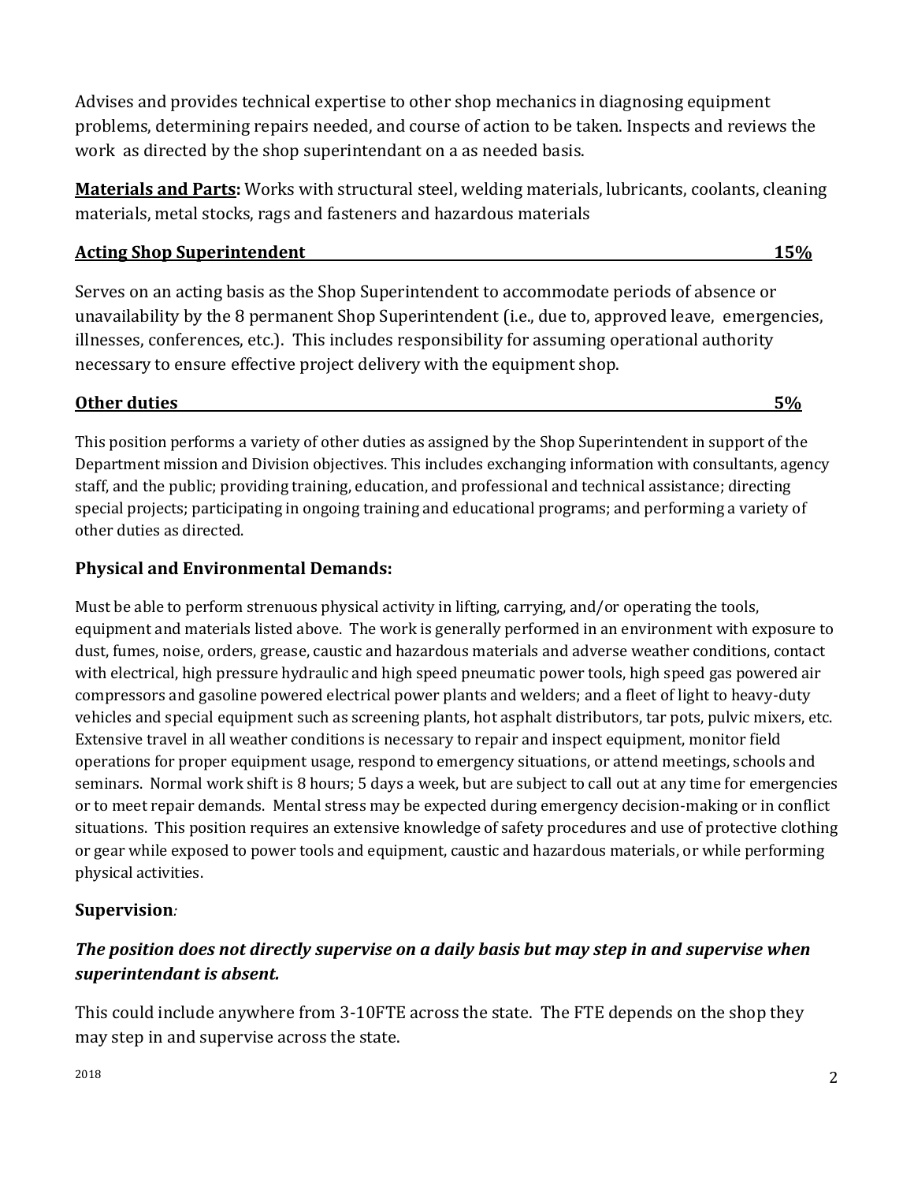Advises and provides technical expertise to other shop mechanics in diagnosing equipment problems, determining repairs needed, and course of action to be taken. Inspects and reviews the work as directed by the shop superintendant on a as needed basis.

**<u>Materials and Parts:</u>** Works with structural steel, welding materials, lubricants, coolants, cleaning materials, metal stocks, rags and fasteners and hazardous materials

**<u>Acting Shop Superintendent 15%</u>**

Serves on an acting basis as the Shop Superintendent to accommodate periods of absence or unavailability by the 8 permanent Shop Superintendent (i.e., due to, approved leave, emergencies, illnesses, conferences, etc.). This includes responsibility for assuming operational authority necessary to ensure effective project delivery with the equipment shop.

**<u>Other duties 5%</u>**

This position performs a variety of other duties as assigned by the Shop Superintendent in support of the Department mission and Division objectives. This includes exchanging information with consultants, agency staff, and the public; providing training, education, and professional and technical assistance; directing special projects; participating in ongoing training and educational programs; and performing a variety of other duties as directed.

### Physical and Environmental Demands:

Must be able to perform strenuous physical activity in lifting, carrying, and/or operating the tools, equipment and materials listed above. The work is generally performed in an environment with exposure to dust, fumes, noise, orders, grease, caustic and hazardous materials and adverse weather conditions, contact with electrical, high pressure hydraulic and high speed pneumatic power tools, high speed gas powered air compressors and gasoline powered electrical power plants and welders; and a fleet of light to heavy-duty vehicles and special equipment such as screening plants, hot asphalt distributors, tar pots, pulvic mixers, etc. Extensive travel in all weather conditions is necessary to repair and inspect equipment, monitor field operations for proper equipment usage, respond to emergency situations, or attend meetings, schools and seminars. Normal work shift is 8 hours; 5 days a week, but are subject to call out at any time for emergencies or to meet repair demands. Mental stress may be expected during emergency decision-making or in conflict situations. This position requires an extensive knowledge of safety procedures and use of protective clothing or gear while exposed to power tools and equipment, caustic and hazardous materials, or while performing physical activities.

### Supervision*:*

***The position does not directly supervise on a daily basis but may step in and supervise when superintendant is absent.***

This could include anywhere from 3-10FTE across the state. The FTE depends on the shop they may step in and supervise across the state.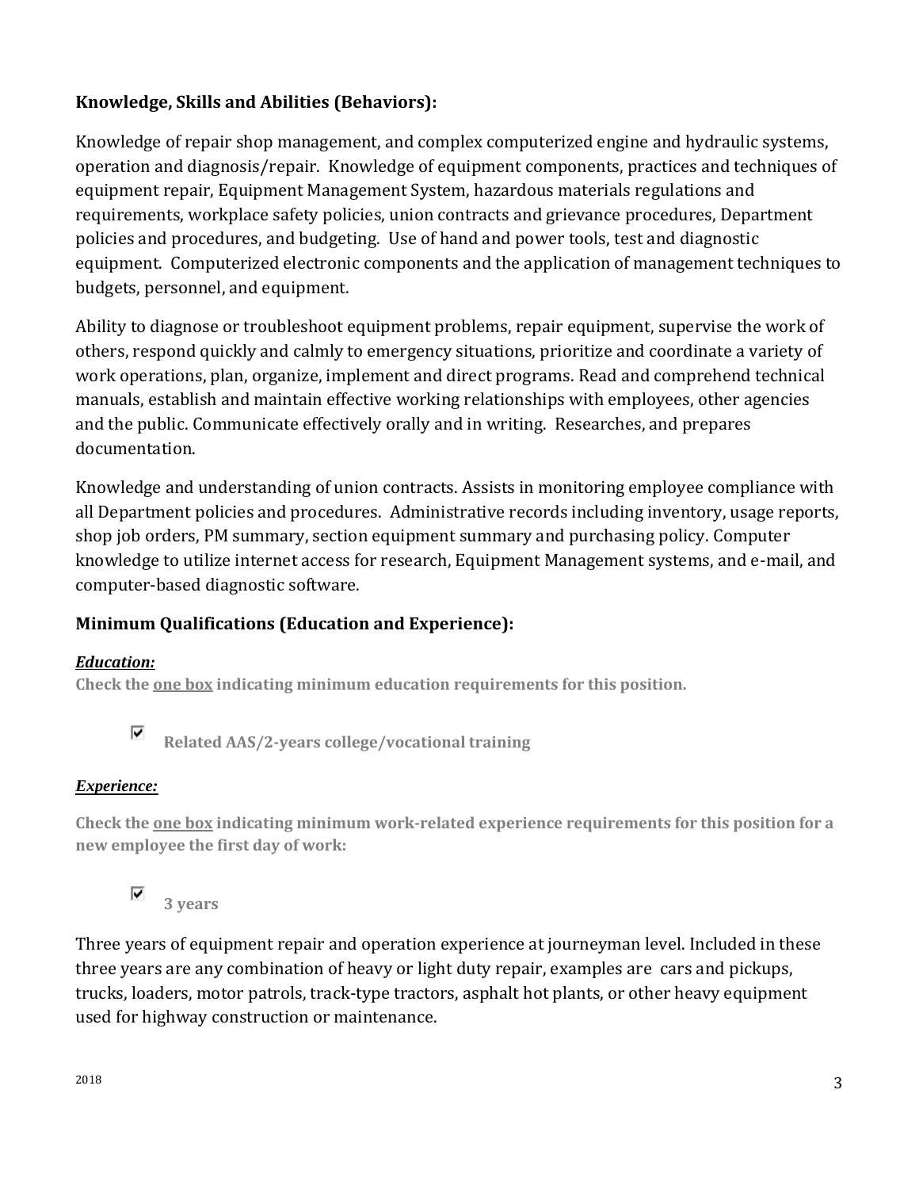### Knowledge, Skills and Abilities (Behaviors):

Knowledge of repair shop management, and complex computerized engine and hydraulic systems, operation and diagnosis/repair. Knowledge of equipment components, practices and techniques of equipment repair, Equipment Management System, hazardous materials regulations and requirements, workplace safety policies, union contracts and grievance procedures, Department policies and procedures, and budgeting. Use of hand and power tools, test and diagnostic equipment. Computerized electronic components and the application of management techniques to budgets, personnel, and equipment.

Ability to diagnose or troubleshoot equipment problems, repair equipment, supervise the work of others, respond quickly and calmly to emergency situations, prioritize and coordinate a variety of work operations, plan, organize, implement and direct programs. Read and comprehend technical manuals, establish and maintain effective working relationships with employees, other agencies and the public. Communicate effectively orally and in writing. Researches, and prepares documentation.

Knowledge and understanding of union contracts. Assists in monitoring employee compliance with all Department policies and procedures. Administrative records including inventory, usage reports, shop job orders, PM summary, section equipment summary and purchasing policy. Computer knowledge to utilize internet access for research, Equipment Management systems, and e-mail, and computer-based diagnostic software.

### Minimum Qualifications (Education and Experience):

***Education:***

**Check the <u>one box</u> indicating minimum education requirements for this position.**

☑ **Related AAS/2-years college/vocational training**

***Experience:***

**Check the <u>one box</u> indicating minimum work-related experience requirements for this position for a new employee the first day of work:**

☑ **3 years**

Three years of equipment repair and operation experience at journeyman level. Included in these three years are any combination of heavy or light duty repair, examples are cars and pickups, trucks, loaders, motor patrols, track-type tractors, asphalt hot plants, or other heavy equipment used for highway construction or maintenance.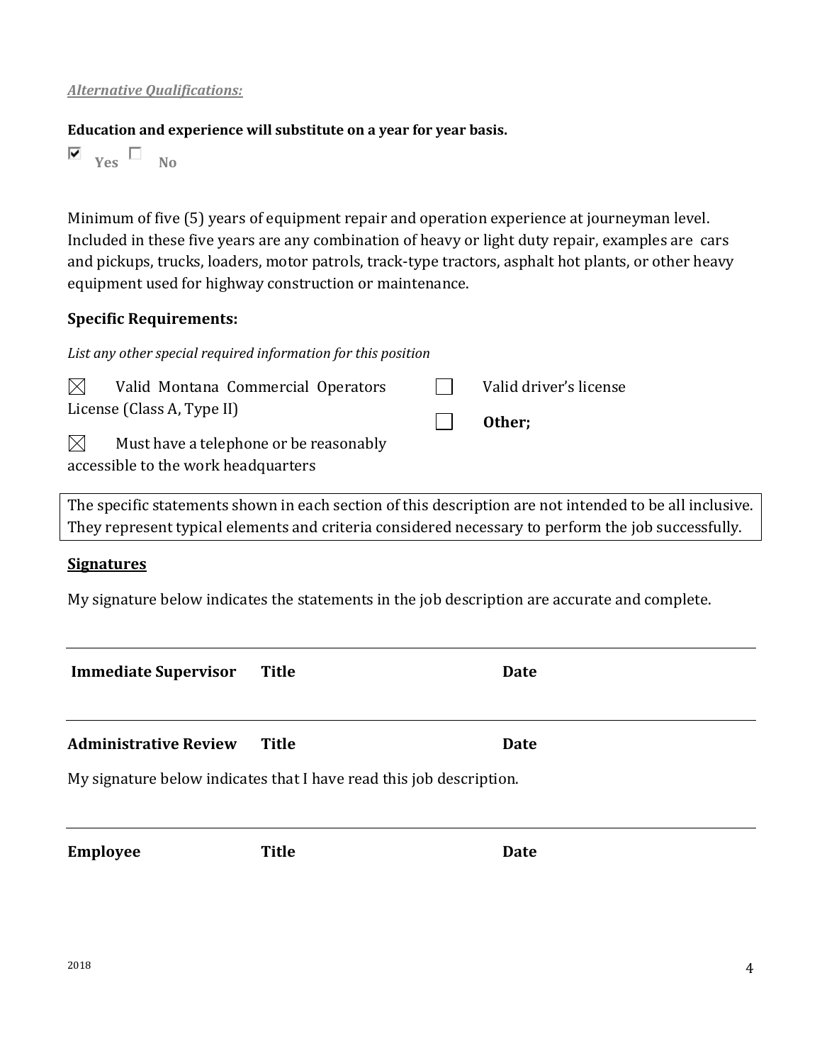***Alternative Qualifications:***

**Education and experience will substitute on a year for year basis.**

☑ **Yes** ☐ **No**

Minimum of five (5) years of equipment repair and operation experience at journeyman level. Included in these five years are any combination of heavy or light duty repair, examples are cars and pickups, trucks, loaders, motor patrols, track-type tractors, asphalt hot plants, or other heavy equipment used for highway construction or maintenance.

**Specific Requirements:**

*List any other special required information for this position*

☒ Valid Montana Commercial Operators License (Class A, Type II)

☒ Must have a telephone or be reasonably accessible to the work headquarters

☐ Valid driver's license

☐ **Other;**

The specific statements shown in each section of this description are not intended to be all inclusive. They represent typical elements and criteria considered necessary to perform the job successfully.

**Signatures**

My signature below indicates the statements in the job description are accurate and complete.

| **Immediate Supervisor** | **Title** | **Date** |
|---|---|---|

| **Administrative Review** | **Title** | **Date** |
|---|---|---|

My signature below indicates that I have read this job description.

| **Employee** | **Title** | **Date** |
|---|---|---|

2018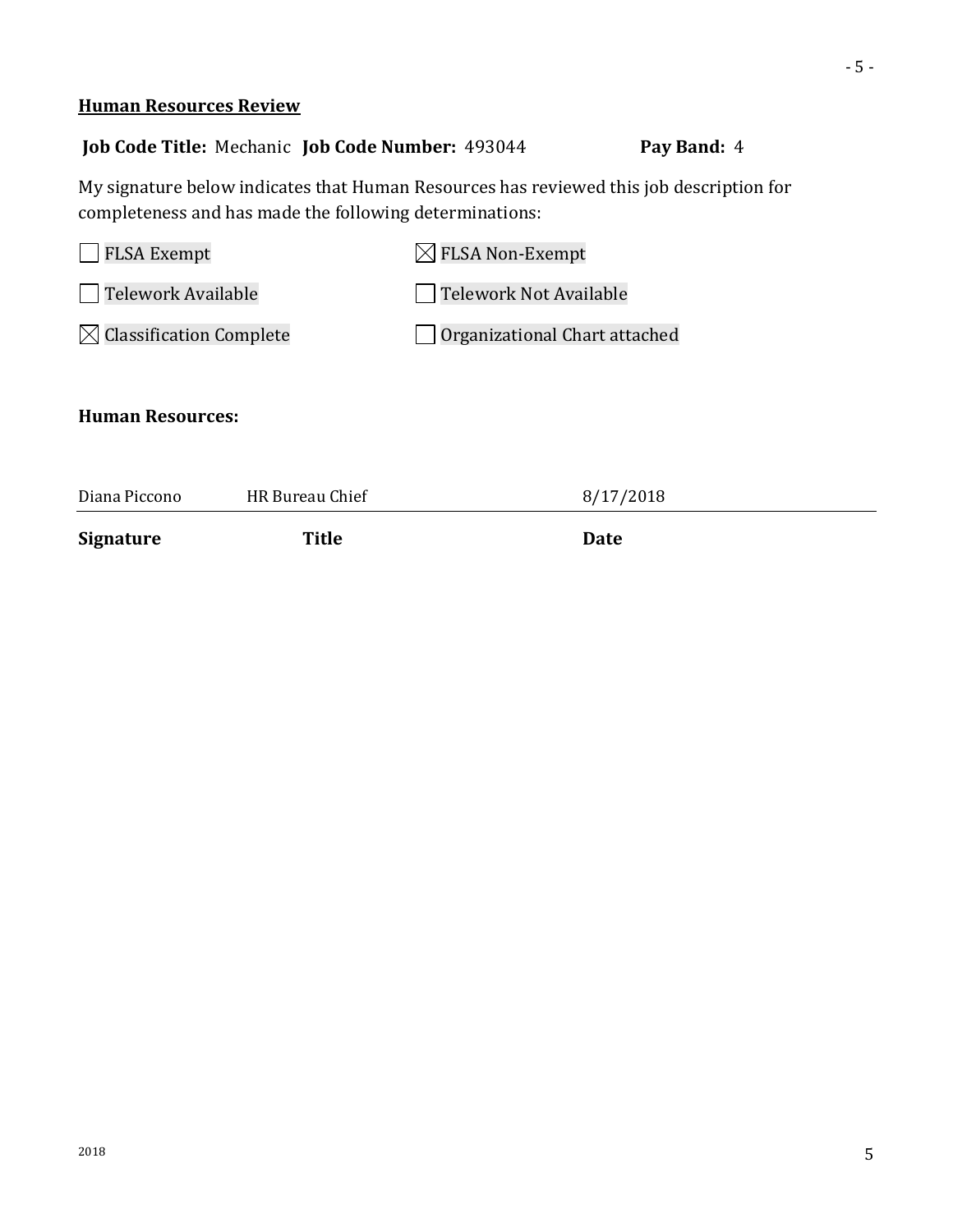**Human Resources Review**

**Job Code Title:** Mechanic **Job Code Number:** 493044 **Pay Band:** 4

My signature below indicates that Human Resources has reviewed this job description for completeness and has made the following determinations:

- [ ] FLSA Exempt
- [x] FLSA Non-Exempt
- [ ] Telework Available
- [ ] Telework Not Available
- [x] Classification Complete
- [ ] Organizational Chart attached

**Human Resources:**

| Signature | Title | Date |
|---|---|---|
| Diana Piccono | HR Bureau Chief | 8/17/2018 |